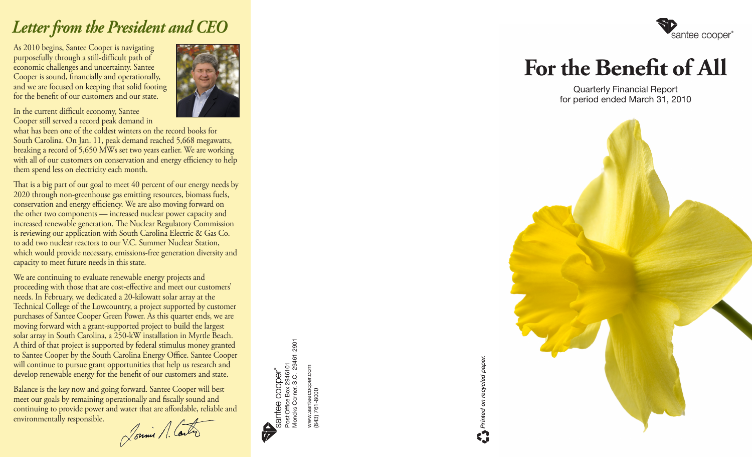# Letter from the President and CEO

As 2010 begins, Santee Cooper is navigating purposefully through a still-difficult path of economic challenges and uncertainty. Santee Cooper is sound, financially and operationally, and we are focused on keeping that solid footing for the benefit of our customers and our state.

In the current difficult economy, Santee Cooper still served a record peak demand in what has been one of the coldest winters on the record books for South Carolina. On Jan. 11, peak demand reached 5,668 megawatts, breaking a record of 5,650 MWs set two years earlier. We are working with all of our customers on conservation and energy efficiency to help them spend less on electricity each month.

That is a big part of our goal to meet 40 percent of our energy needs by 2020 through non-greenhouse gas emitting resources, biomass fuels, conservation and energy efficiency. We are also moving forward on the other two components — increased nuclear power capacity and increased renewable generation. The Nuclear Regulatory Commission is reviewing our application with South Carolina Electric & Gas Co. to add two nuclear reactors to our V.C. Summer Nuclear Station, which would provide necessary, emissions-free generation diversity and capacity to meet future needs in this state.

We are continuing to evaluate renewable energy projects and proceeding with those that are cost-effective and meet our customers' needs. In February, we dedicated a 20-kilowatt solar array at the Technical College of the Lowcountry, a project supported by customer purchases of Santee Cooper Green Power. As this quarter ends, we are moving forward with a grant-supported project to build the largest solar array in South Carolina, a 250-kW installation in Myrtle Beach. A third of that project is supported by federal stimulus money granted to Santee Cooper by the South Carolina Energy Office. Santee Cooper will continue to pursue grant opportunities that help us research and develop renewable energy for the benefit of our customers and state.

Balance is the key now and going forward. Santee Cooper will best meet our goals by remaining operationally and fiscally sound and continuing to provide power and water that are affordable, reliable and environmentally responsible.

Lonnie N. Carter

santee cooper®
Post Office Box 2946101
Moncks Corner, S.C. 29461-2901

www.santeecooper.com
(843) 761-8000

*Printed on recycled paper.*

santee cooper®

# For the Benefit of All

Quarterly Financial Report
for period ended March 31, 2010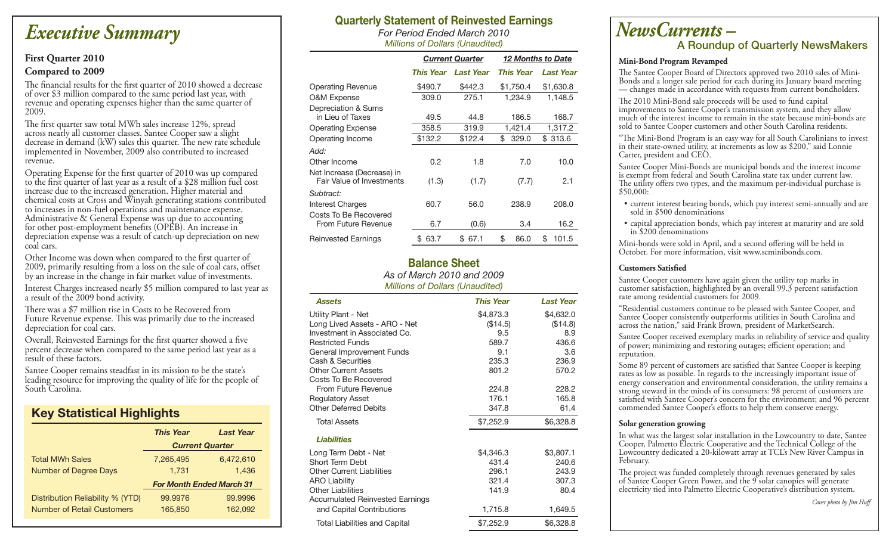# Executive Summary

**First Quarter 2010**

**Compared to 2009**

The financial results for the first quarter of 2010 showed a decrease of over $3 million compared to the same period last year, with revenue and operating expenses higher than the same quarter of 2009.

The first quarter saw total MWh sales increase 12%, spread across nearly all customer classes. Santee Cooper saw a slight decrease in demand (kW) sales this quarter. The new rate schedule implemented in November, 2009 also contributed to increased revenue.

Operating Expense for the first quarter of 2010 was up compared to the first quarter of last year as a result of a $28 million fuel cost increase due to the increased generation. Higher material and chemical costs at Cross and Winyah generating stations contributed to increases in non-fuel operations and maintenance expense. Administrative & General Expense was up due to accounting for other post-employment benefits (OPEB). An increase in depreciation expense was a result of catch-up depreciation on new coal cars.

Other Income was down when compared to the first quarter of 2009, primarily resulting from a loss on the sale of coal cars, offset by an increase in the change in fair market value of investments.

Interest Charges increased nearly $5 million compared to last year as a result of the 2009 bond activity.

There was a $7 million rise in Costs to be Recovered from Future Revenue expense. This was primarily due to the increased depreciation for coal cars.

Overall, Reinvested Earnings for the first quarter showed a five percent decrease when compared to the same period last year as a result of these factors.

Santee Cooper remains steadfast in its mission to be the state's leading resource for improving the quality of life for the people of South Carolina.

## Key Statistical Highlights

| | *This Year* | *Last Year* |
|---|---|---|
| | *Current Quarter* | |
| Total MWh Sales | 7,265,495 | 6,472,610 |
| Number of Degree Days | 1,731 | 1,436 |
| | *For Month Ended March 31* | |
| Distribution Reliability % (YTD) | 99.9976 | 99.9996 |
| Number of Retail Customers | 165,850 | 162,092 |

## Quarterly Statement of Reinvested Earnings

*For Period Ended March 2010*
*Millions of Dollars (Unaudited)*

| | *Current Quarter* | | *12 Months to Date* | |
|---|---|---|---|---|
| | *This Year* | *Last Year* | *This Year* | *Last Year* |
| Operating Revenue | $490.7 | $442.3 | $1,750.4 | $1,630.8 |
| O&M Expense | 309.0 | 275.1 | 1,234.9 | 1,148.5 |
| Depreciation & Sums in Lieu of Taxes | 49.5 | 44.8 | 186.5 | 168.7 |
| Operating Expense | 358.5 | 319.9 | 1,421.4 | 1,317.2 |
| Operating Income | $132.2 | $122.4 | $ 329.0 | $ 313.6 |
| *Add:* | | | | |
| Other Income | 0.2 | 1.8 | 7.0 | 10.0 |
| Net Increase (Decrease) in Fair Value of Investments | (1.3) | (1.7) | (7.7) | 2.1 |
| *Subtract:* | | | | |
| Interest Charges | 60.7 | 56.0 | 238.9 | 208.0 |
| Costs To Be Recovered From Future Revenue | 6.7 | (0.6) | 3.4 | 16.2 |
| Reinvested Earnings | $ 63.7 | $ 67.1 | $ 86.0 | $ 101.5 |

## Balance Sheet

*As of March 2010 and 2009*
*Millions of Dollars (Unaudited)*

| *Assets* | *This Year* | *Last Year* |
|---|---|---|
| Utility Plant - Net | $4,873.3 | $4,632.0 |
| Long Lived Assets - ARO - Net | ($14.5) | ($14.8) |
| Investment in Associated Co. | 9.5 | 8.9 |
| Restricted Funds | 589.7 | 436.6 |
| General Improvement Funds | 9.1 | 3.6 |
| Cash & Securities | 235.3 | 236.9 |
| Other Current Assets | 801.2 | 570.2 |
| Costs To Be Recovered From Future Revenue | 224.8 | 228.2 |
| Regulatory Asset | 176.1 | 165.8 |
| Other Deferred Debits | 347.8 | 61.4 |
| Total Assets | $7,252.9 | $6,328.8 |
| *Liabilities* | | |
| Long Term Debt - Net | $4,346.3 | $3,807.1 |
| Short Term Debt | 431.4 | 240.6 |
| Other Current Liabilities | 296.1 | 243.9 |
| ARO Liability | 321.4 | 307.3 |
| Other Liabilities | 141.9 | 80.4 |
| Accumulated Reinvested Earnings and Capital Contributions | 1,715.8 | 1,649.5 |
| Total Liabilities and Capital | $7,252.9 | $6,328.8 |

# NewsCurrents – A Roundup of Quarterly NewsMakers

**Mini-Bond Program Revamped**

The Santee Cooper Board of Directors approved two 2010 sales of Mini-Bonds and a longer sale period for each during its January board meeting — changes made in accordance with requests from current bondholders.

The 2010 Mini-Bond sale proceeds will be used to fund capital improvements to Santee Cooper's transmission system, and they allow much of the interest income to remain in the state because mini-bonds are sold to Santee Cooper customers and other South Carolina residents.

"The Mini-Bond Program is an easy way for all South Carolinians to invest in their state-owned utility, at increments as low as $200," said Lonnie Carter, president and CEO.

Santee Cooper Mini-Bonds are municipal bonds and the interest income is exempt from federal and South Carolina state tax under current law. The utility offers two types, and the maximum per-individual purchase is $50,000:

- current interest bearing bonds, which pay interest semi-annually and are sold in $500 denominations
- capital appreciation bonds, which pay interest at maturity and are sold in $200 denominations

Mini-bonds were sold in April, and a second offering will be held in October. For more information, visit www.scminibonds.com.

**Customers Satisfied**

Santee Cooper customers have again given the utility top marks in customer satisfaction, highlighted by an overall 99.3 percent satisfaction rate among residential customers for 2009.

"Residential customers continue to be pleased with Santee Cooper, and Santee Cooper consistently outperforms utilities in South Carolina and across the nation," said Frank Brown, president of MarketSearch.

Santee Cooper received exemplary marks in reliability of service and quality of power; minimizing and restoring outages; efficient operation; and reputation.

Some 89 percent of customers are satisfied that Santee Cooper is keeping rates as low as possible. In regards to the increasingly important issue of energy conservation and environmental consideration, the utility remains a strong steward in the minds of its consumers: 98 percent of customers are satisfied with Santee Cooper's concern for the environment; and 96 percent commended Santee Cooper's efforts to help them conserve energy.

**Solar generation growing**

In what was the largest solar installation in the Lowcountry to date, Santee Cooper, Palmetto Electric Cooperative and the Technical College of the Lowcountry dedicated a 20-kilowatt array at TCL's New River Campus in February.

The project was funded completely through revenues generated by sales of Santee Cooper Green Power, and the 9 solar canopies will generate electricity tied into Palmetto Electric Cooperative's distribution system.

*Cover photo by Jim Huff*